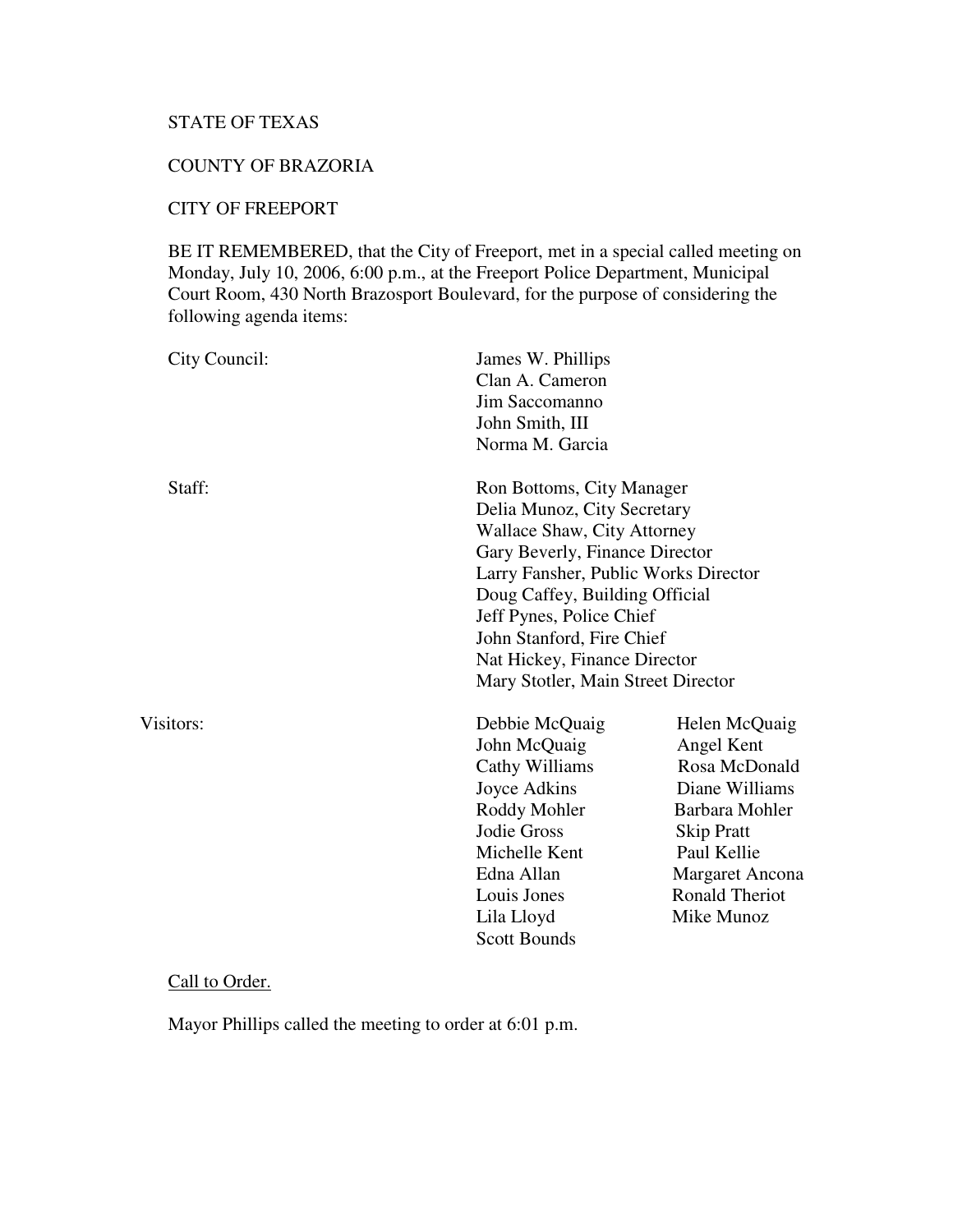STATE OF TEXAS

COUNTY OF BRAZORIA

CITY OF FREEPORT

BE IT REMEMBERED, that the City of Freeport, met in a special called meeting on Monday, July 10, 2006, 6:00 p.m., at the Freeport Police Department, Municipal Court Room, 430 North Brazosport Boulevard, for the purpose of considering the following agenda items:

City Council:

James W. Phillips
Clan A. Cameron
Jim Saccomanno
John Smith, III
Norma M. Garcia

Staff:

Ron Bottoms, City Manager
Delia Munoz, City Secretary
Wallace Shaw, City Attorney
Gary Beverly, Finance Director
Larry Fansher, Public Works Director
Doug Caffey, Building Official
Jeff Pynes, Police Chief
John Stanford, Fire Chief
Nat Hickey, Finance Director
Mary Stotler, Main Street Director

Visitors:

| | |
|---|---|
| Debbie McQuaig | Helen McQuaig |
| John McQuaig | Angel Kent |
| Cathy Williams | Rosa McDonald |
| Joyce Adkins | Diane Williams |
| Roddy Mohler | Barbara Mohler |
| Jodie Gross | Skip Pratt |
| Michelle Kent | Paul Kellie |
| Edna Allan | Margaret Ancona |
| Louis Jones | Ronald Theriot |
| Lila Lloyd | Mike Munoz |
| Scott Bounds | |

Call to Order.

Mayor Phillips called the meeting to order at 6:01 p.m.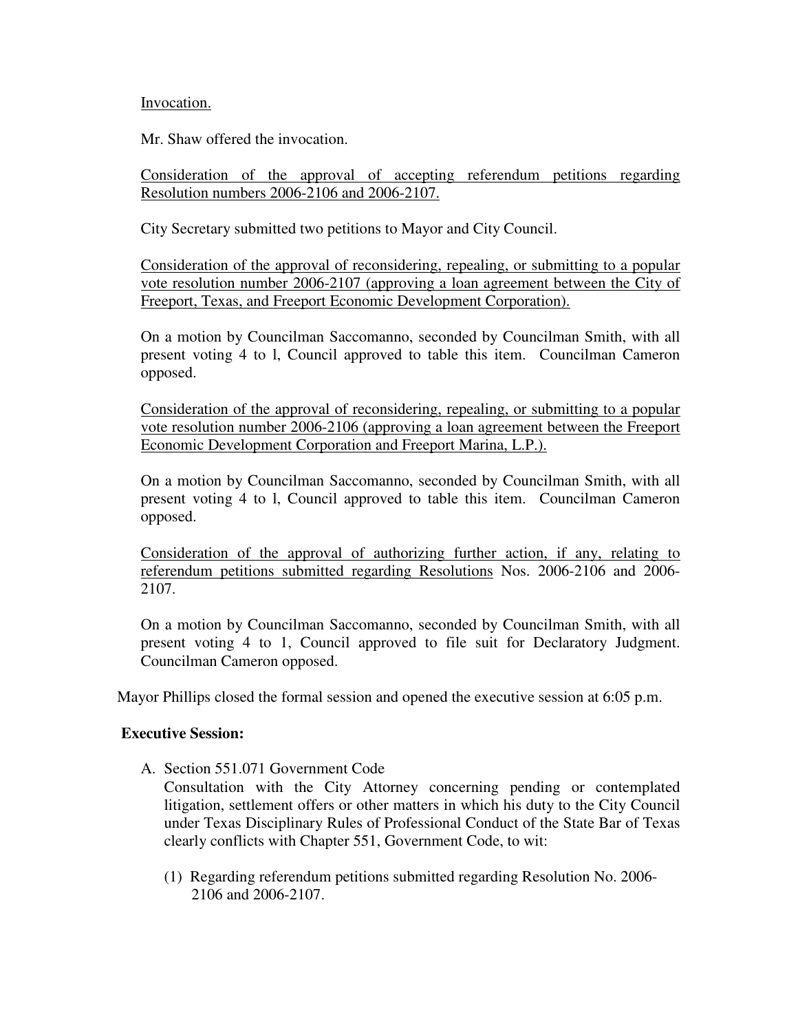<u>Invocation.</u>

Mr. Shaw offered the invocation.

<u>Consideration of the approval of accepting referendum petitions regarding Resolution numbers 2006-2106 and 2006-2107.</u>

City Secretary submitted two petitions to Mayor and City Council.

<u>Consideration of the approval of reconsidering, repealing, or submitting to a popular vote resolution number 2006-2107 (approving a loan agreement between the City of Freeport, Texas, and Freeport Economic Development Corporation).</u>

On a motion by Councilman Saccomanno, seconded by Councilman Smith, with all present voting 4 to l, Council approved to table this item. Councilman Cameron opposed.

<u>Consideration of the approval of reconsidering, repealing, or submitting to a popular vote resolution number 2006-2106 (approving a loan agreement between the Freeport Economic Development Corporation and Freeport Marina, L.P.).</u>

On a motion by Councilman Saccomanno, seconded by Councilman Smith, with all present voting 4 to l, Council approved to table this item. Councilman Cameron opposed.

<u>Consideration of the approval of authorizing further action, if any, relating to referendum petitions submitted regarding Resolutions</u> Nos. 2006-2106 and 2006-2107.

On a motion by Councilman Saccomanno, seconded by Councilman Smith, with all present voting 4 to 1, Council approved to file suit for Declaratory Judgment. Councilman Cameron opposed.

Mayor Phillips closed the formal session and opened the executive session at 6:05 p.m.

**Executive Session:**

A. Section 551.071 Government Code
   Consultation with the City Attorney concerning pending or contemplated litigation, settlement offers or other matters in which his duty to the City Council under Texas Disciplinary Rules of Professional Conduct of the State Bar of Texas clearly conflicts with Chapter 551, Government Code, to wit:

   (1) Regarding referendum petitions submitted regarding Resolution No. 2006-2106 and 2006-2107.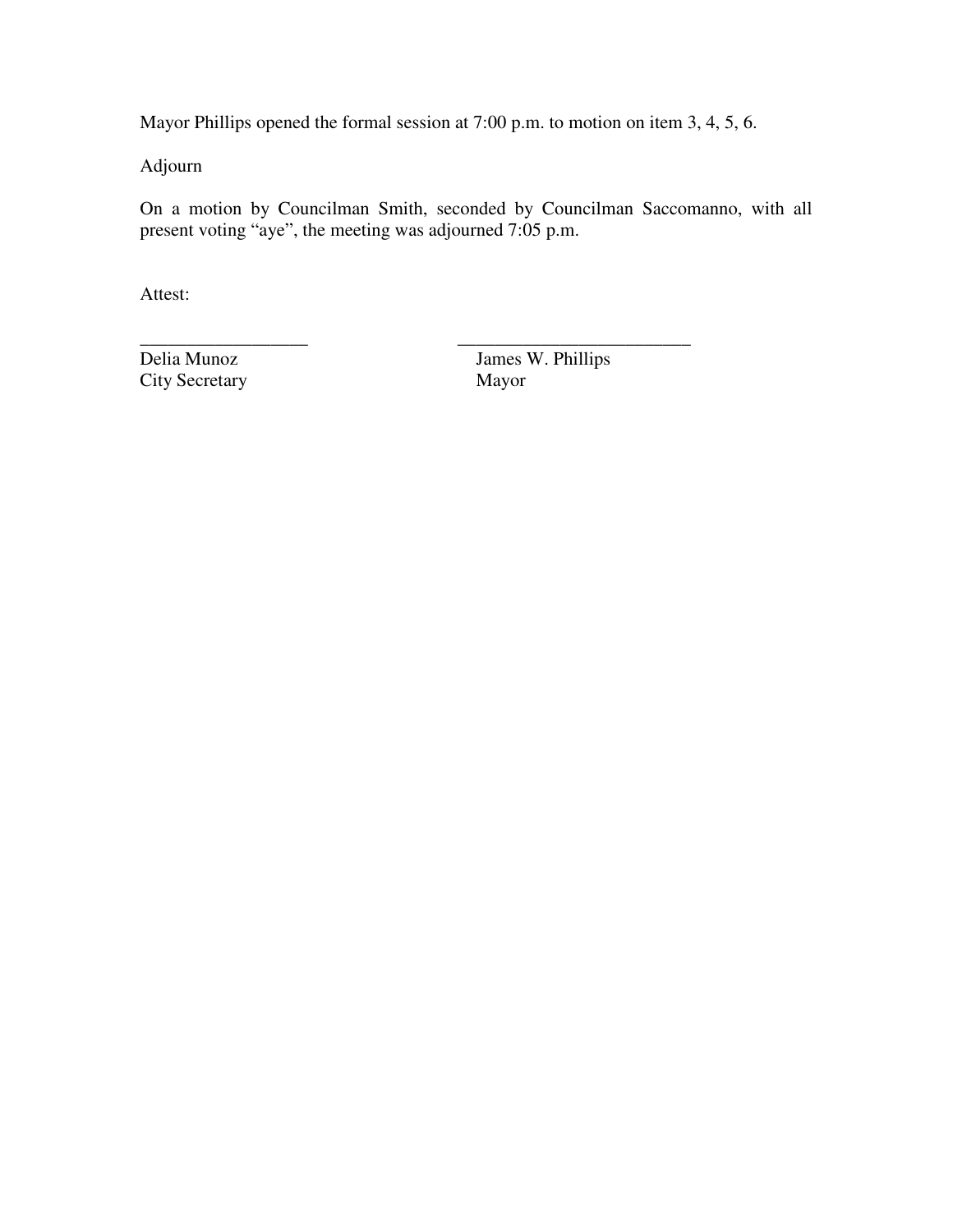Mayor Phillips opened the formal session at 7:00 p.m. to motion on item 3, 4, 5, 6.

Adjourn

On a motion by Councilman Smith, seconded by Councilman Saccomanno, with all present voting "aye", the meeting was adjourned 7:05 p.m.

Attest:

__________________ __________________________

Delia Munoz
City Secretary

James W. Phillips
Mayor